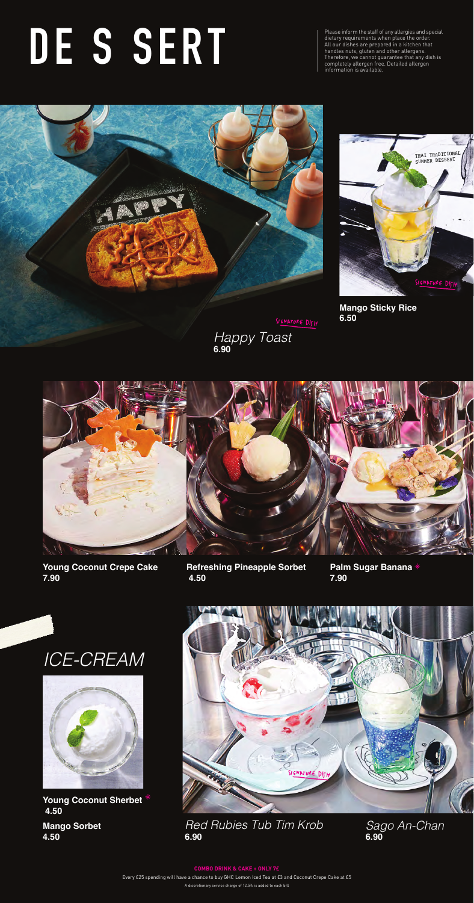# DE S SERT

Please inform the staff of any allergies and special dietary requirements when place the order. All our dishes are prepared in a kitchen that handles nuts, gluten and other allergens. Therefore, we cannot guarantee that any dish is completely allergen free. Detailed allergen information is available.

THAI TRADITIONAL SUMMER DESSERT

SIGNATURE DISH

**Mango Sticky Rice**
**6.50**

SIGNATURE DISH

*Happy Toast*
**6.90**

**Young Coconut Crepe Cake**
**7.90**

**Refreshing Pineapple Sorbet**
**4.50**

**Palm Sugar Banana** *
**7.90**

## *ICE-CREAM*

**Young Coconut Sherbet** *
**4.50**

**Mango Sorbet**
**4.50**

SIGNATURE DISH

*Red Rubies Tub Tim Krob*
**6.90**

*Sago An-Chan*
**6.90**

**COMBO DRINK & CAKE + ONLY 7€**

Every £25 spending will have a chance to buy GHC Lemon Iced Tea at £3 and Coconut Crepe Cake at £5

A discretionary service charge of 12.5% is added to each bill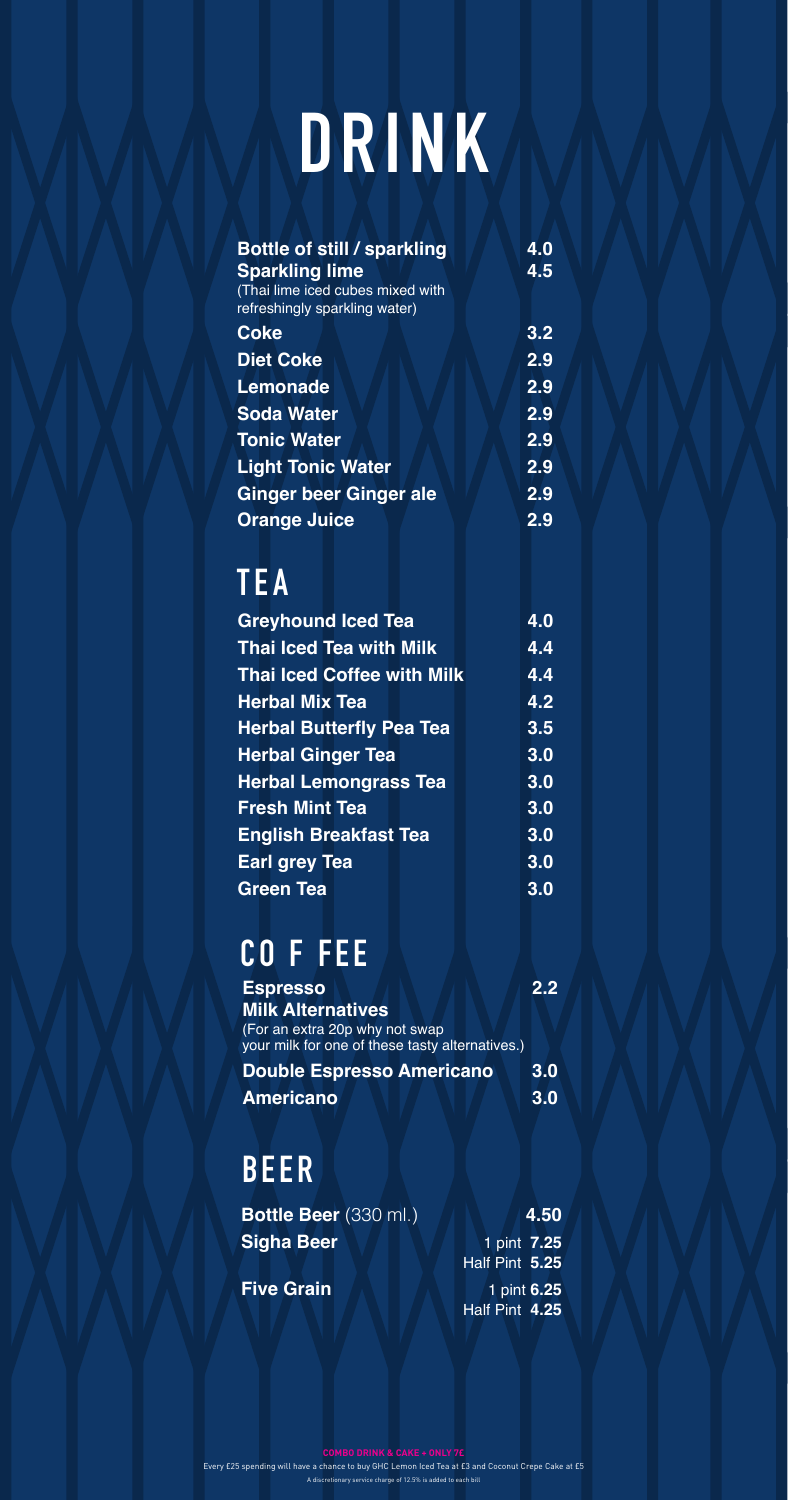# DRINK

| | |
|---|---|
| **Bottle of still / sparkling** | **4.0** |
| **Sparkling lime**<br>(Thai lime iced cubes mixed with refreshingly sparkling water) | **4.5** |
| **Coke** | **3.2** |
| **Diet Coke** | **2.9** |
| **Lemonade** | **2.9** |
| **Soda Water** | **2.9** |
| **Tonic Water** | **2.9** |
| **Light Tonic Water** | **2.9** |
| **Ginger beer Ginger ale** | **2.9** |
| **Orange Juice** | **2.9** |

## TEA

| | |
|---|---|
| **Greyhound Iced Tea** | **4.0** |
| **Thai Iced Tea with Milk** | **4.4** |
| **Thai Iced Coffee with Milk** | **4.4** |
| **Herbal Mix Tea** | **4.2** |
| **Herbal Butterfly Pea Tea** | **3.5** |
| **Herbal Ginger Tea** | **3.0** |
| **Herbal Lemongrass Tea** | **3.0** |
| **Fresh Mint Tea** | **3.0** |
| **English Breakfast Tea** | **3.0** |
| **Earl grey Tea** | **3.0** |
| **Green Tea** | **3.0** |

## CO F FEE

| | |
|---|---|
| **Espresso** | **2.2** |
| **Milk Alternatives**<br>(For an extra 20p why not swap your milk for one of these tasty alternatives.) | |
| **Double Espresso Americano** | **3.0** |
| **Americano** | **3.0** |

## BEER

| | |
|---|---|
| **Bottle Beer** (330 ml.) | **4.50** |
| **Sigha Beer** | 1 pint **7.25**<br>Half Pint **5.25** |
| **Five Grain** | 1 pint **6.25**<br>Half Pint **4.25** |

COMBO DRINK & CAKE = ONLY 7£

Every £25 spending will have a chance to buy GHC Lemon Iced Tea at £3 and Coconut Crepe Cake at £5

A discretionary service charge of 12.5% is added to each bill